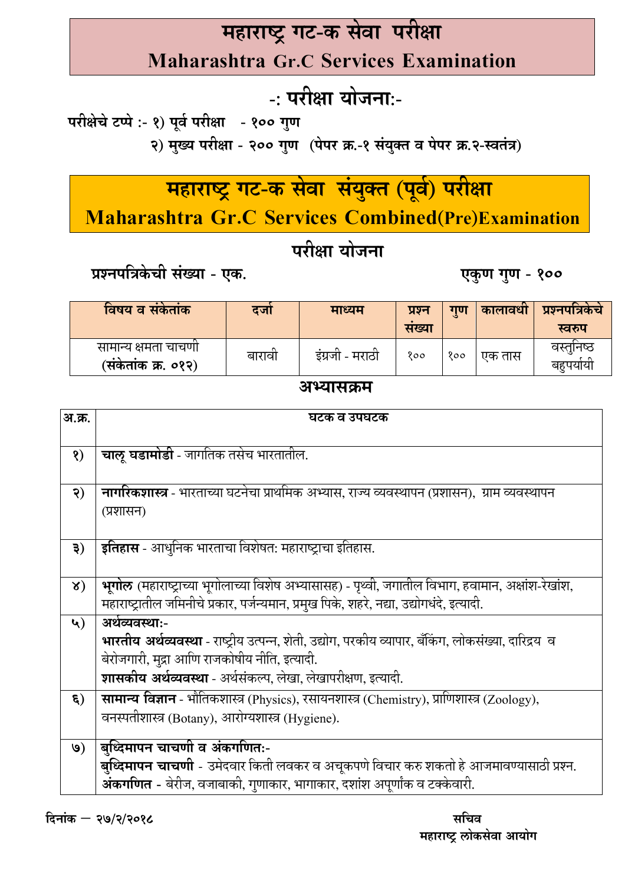# महाराष्ट्र गट-क सेवा परीक्षा
# Maharashtra Gr.C Services Examination

## -: परीक्षा योजना:-

**परीक्षेचे टप्पे :- १) पूर्व परीक्षा - १०० गुण**

**२) मुख्य परीक्षा - २०० गुण (पेपर क्र.-१ संयुक्त व पेपर क्र.२-स्वतंत्र)**

# महाराष्ट्र गट-क सेवा संयुक्त (पूर्व) परीक्षा
# Maharashtra Gr.C Services Combined(Pre)Examination

## परीक्षा योजना

**प्रश्नपत्रिकेची संख्या - एक.** **एकुण गुण - १००**

| विषय व संकेतांक | दर्जा | माध्यम | प्रश्न संख्या | गुण | कालावधी | प्रश्नपत्रिकेचे स्वरुप |
|---|---|---|---|---|---|---|
| सामान्य क्षमता चाचणी **(संकेतांक क्र. ०१२)** | बारावी | इंग्रजी - मराठी | १०० | १०० | एक तास | वस्तुनिष्ठ बहुपर्यायी |

## अभ्यासक्रम

| अ.क्र. | घटक व उपघटक |
|---|---|
| १) | **चालू घडामोडी** - जागतिक तसेच भारतातील. |
| २) | **नागरिकशास्त्र** - भारताच्या घटनेचा प्राथमिक अभ्यास, राज्य व्यवस्थापन (प्रशासन), ग्राम व्यवस्थापन (प्रशासन) |
| ३) | **इतिहास** - आधुनिक भारताचा विशेषत: महाराष्ट्राचा इतिहास. |
| ४) | **भूगोल** (महाराष्ट्राच्या भूगोलाच्या विशेष अभ्यासासह) - पृथ्वी, जगातील विभाग, हवामान, अक्षांश-रेखांश, महाराष्ट्रातील जमिनीचे प्रकार, पर्जन्यमान, प्रमुख पिके, शहरे, नद्या, उद्योगधंदे, इत्यादी. |
| ५) | **अर्थव्यवस्था:-** <br> **भारतीय अर्थव्यवस्था** - राष्ट्रीय उत्पन्न, शेती, उद्योग, परकीय व्यापार, बँकिंग, लोकसंख्या, दारिद्रय व बेरोजगारी, मुद्रा आणि राजकोषीय नीति, इत्यादी. <br> **शासकीय अर्थव्यवस्था** - अर्थसंकल्प, लेखा, लेखापरीक्षण, इत्यादी. |
| ६) | **सामान्य विज्ञान** - भौतिकशास्त्र (Physics), रसायनशास्त्र (Chemistry), प्राणिशास्त्र (Zoology), वनस्पतीशास्त्र (Botany), आरोग्यशास्त्र (Hygiene). |
| ७) | **बुध्दिमापन चाचणी व अंकगणित:-** <br> **बुध्दिमापन चाचणी** - उमेदवार किती लवकर व अचूकपणे विचार करु शकतो हे आजमावण्यासाठी प्रश्न. <br> **अंकगणित** - बेरीज, वजाबाकी, गुणाकार, भागाकार, दशांश अपूर्णांक व टक्केवारी. |

**दिनांक – २७/२/२०१८**

**सचिव**
**महाराष्ट्र लोकसेवा आयोग**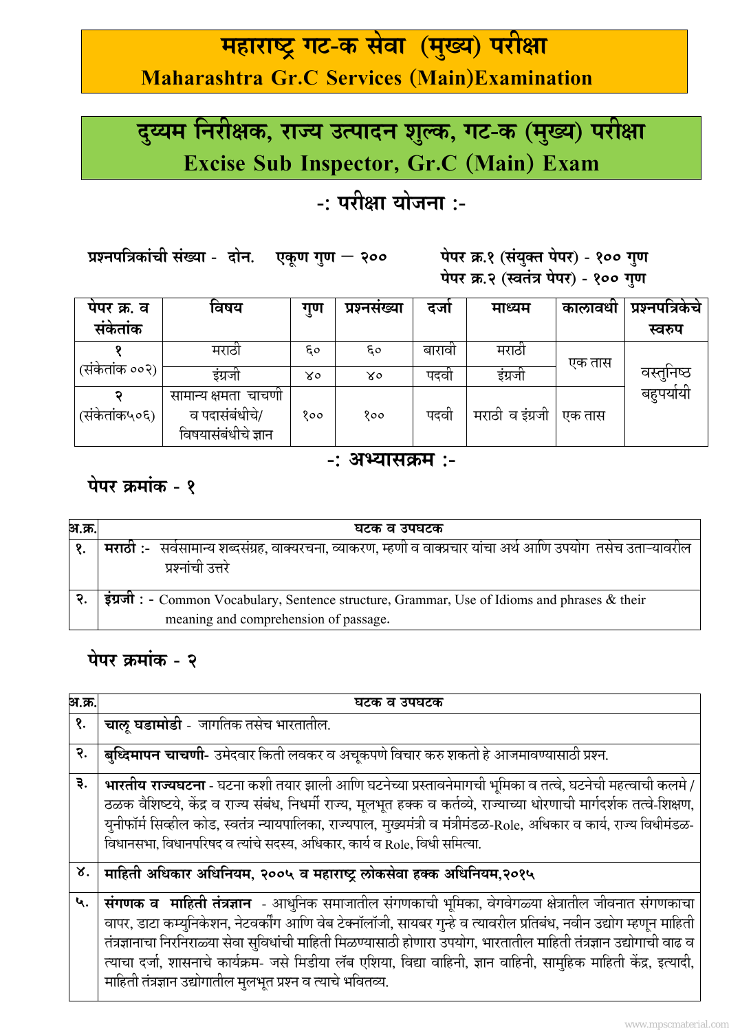# महाराष्ट्र गट-क सेवा (मुख्य) परीक्षा
# Maharashtra Gr.C Services (Main)Examination

## दुय्यम निरीक्षक, राज्य उत्पादन शुल्क, गट-क (मुख्य) परीक्षा
## Excise Sub Inspector, Gr.C (Main) Exam

### -: परीक्षा योजना :-

**प्रश्नपत्रिकांची संख्या - दोन. एकूण गुण — २००**

**पेपर क्र.१ (संयुक्त पेपर) - १०० गुण**
**पेपर क्र.२ (स्वतंत्र पेपर) - १०० गुण**

| पेपर क्र. व संकेतांक | विषय | गुण | प्रश्नसंख्या | दर्जा | माध्यम | कालावधी | प्रश्नपत्रिकेचे स्वरुप |
|---|---|---|---|---|---|---|---|
| १ (संकेतांक ००२) | मराठी | ६० | ६० | बारावी | मराठी | एक तास | वस्तुनिष्ठ बहुपर्यायी |
| | इंग्रजी | ४० | ४० | पदवी | इंग्रजी | | |
| २ (संकेतांक५०६) | सामान्य क्षमता चाचणी व पदासंबंधीचे/ विषयासंबंधीचे ज्ञान | १०० | १०० | पदवी | मराठी व इंग्रजी | एक तास | |

### -: अभ्यासक्रम :-

### पेपर क्रमांक - १

| अ.क्र. | घटक व उपघटक |
|---|---|
| १. | **मराठी** :- सर्वसामान्य शब्दसंग्रह, वाक्यरचना, व्याकरण, म्हणी व वाक्प्रचार यांचा अर्थ आणि उपयोग तसेच उताऱ्यावरील प्रश्नांची उत्तरे |
| २. | **इंग्रजी** : - Common Vocabulary, Sentence structure, Grammar, Use of Idioms and phrases & their meaning and comprehension of passage. |

### पेपर क्रमांक - २

| अ.क्र. | घटक व उपघटक |
|---|---|
| १. | **चालू घडामोडी** - जागतिक तसेच भारतातील. |
| २. | **बुध्दिमापन चाचणी**- उमेदवार किती लवकर व अचूकपणे विचार करु शकतो हे आजमावण्यासाठी प्रश्न. |
| ३. | **भारतीय राज्यघटना** - घटना कशी तयार झाली आणि घटनेच्या प्रस्तावनेमागची भूमिका व तत्वे, घटनेची महत्वाची कलमे / ठळक वैशिष्टये, केंद्र व राज्य संबंध, निधर्मी राज्य, मूलभूत हक्क व कर्तव्ये, राज्याच्या धोरणाची मार्गदर्शक तत्वे-शिक्षण, युनीफॉर्म सिव्हील कोड, स्वतंत्र न्यायपालिका, राज्यपाल, मुख्यमंत्री व मंत्रीमंडळ-Role, अधिकार व कार्य, राज्य विधीमंडळ- विधानसभा, विधानपरिषद व त्यांचे सदस्य, अधिकार, कार्य व Role, विधी समित्या. |
| ४. | **माहिती अधिकार अधिनियम, २००५ व महाराष्ट्र लोकसेवा हक्क अधिनियम,२०१५** |
| ५. | **संगणक व माहिती तंत्रज्ञान** - आधुनिक समाजातील संगणकाची भूमिका, वेगवेगळ्या क्षेत्रातील जीवनात संगणकाचा वापर, डाटा कम्युनिकेशन, नेटवर्कींग आणि वेब टेक्नॉलॉजी, सायबर गुन्हे व त्यावरील प्रतिबंध, नवीन उद्योग म्हणून माहिती तंत्रज्ञानाचा निरनिराळ्या सेवा सुविधांची माहिती मिळण्यासाठी होणारा उपयोग, भारतातील माहिती तंत्रज्ञान उद्योगाची वाढ व त्याचा दर्जा, शासनाचे कार्यक्रम- जसे मिडीया लॅब एशिया, विद्या वाहिनी, ज्ञान वाहिनी, सामुहिक माहिती केंद्र, इत्यादी, माहिती तंत्रज्ञान उद्योगातील मुलभूत प्रश्न व त्याचे भवितव्य. |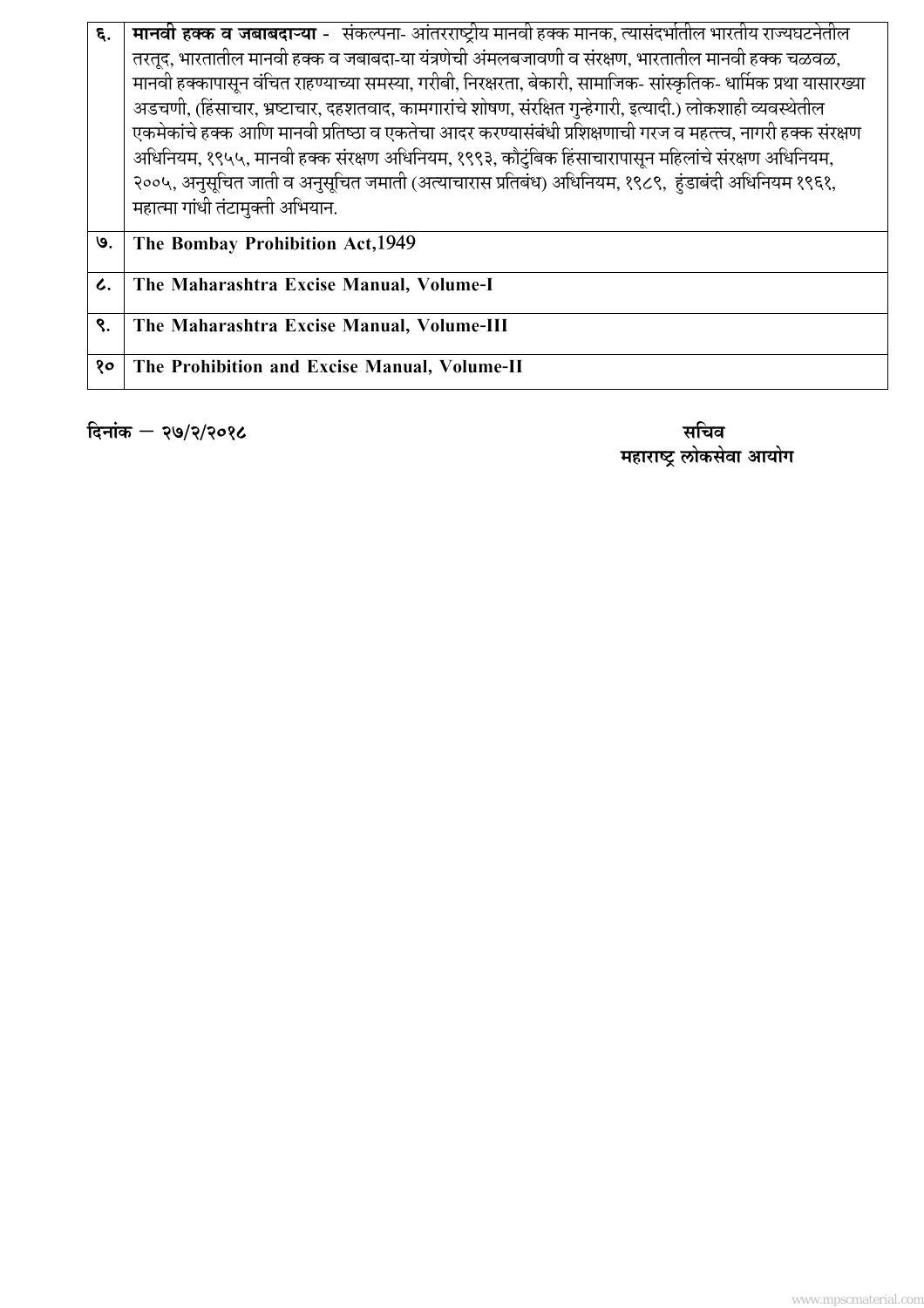| | |
|---|---|
| ६. | **मानवी हक्क व जबाबदाऱ्या** - संकल्पना- आंतरराष्ट्रीय मानवी हक्क मानक, त्यासंदर्भातील भारतीय राज्यघटनेतील तरतूद, भारतातील मानवी हक्क व जबाबदा-या यंत्रणेची अंमलबजावणी व संरक्षण, भारतातील मानवी हक्क चळवळ, मानवी हक्कापासून वंचित राहण्याच्या समस्या, गरीबी, निरक्षरता, बेकारी, सामाजिक- सांस्कृतिक- धार्मिक प्रथा यासारख्या अडचणी, (हिंसाचार, भ्रष्टाचार, दहशतवाद, कामगारांचे शोषण, संरक्षित गुन्हेगारी, इत्यादी.) लोकशाही व्यवस्थेतील एकमेकांचे हक्क आणि मानवी प्रतिष्ठा व एकतेचा आदर करण्यासंबंधी प्रशिक्षणाची गरज व महत्त्व, नागरी हक्क संरक्षण अधिनियम, १९५५, मानवी हक्क संरक्षण अधिनियम, १९९३, कौटुंबिक हिंसाचारापासून महिलांचे संरक्षण अधिनियम, २००५, अनुसूचित जाती व अनुसूचित जमाती (अत्याचारास प्रतिबंध) अधिनियम, १९८९, हुंडाबंदी अधिनियम १९६१, महात्मा गांधी तंटामुक्ती अभियान. |
| ७. | **The Bombay Prohibition Act,1949** |
| ८. | **The Maharashtra Excise Manual, Volume-I** |
| ९. | **The Maharashtra Excise Manual, Volume-III** |
| १० | **The Prohibition and Excise Manual, Volume-II** |

**दिनांक – २७/२/२०१८**

**सचिव**
**महाराष्ट्र लोकसेवा आयोग**